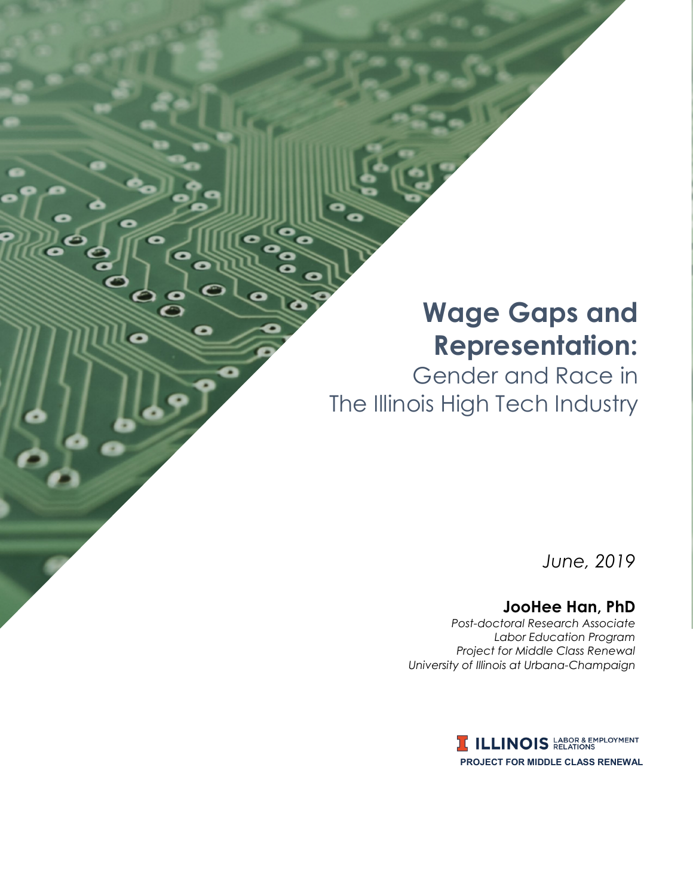# Wage Gaps and Representation:

## Gender and Race in The Illinois High Tech Industry

*June, 2019*

**JooHee Han, PhD**

*Post-doctoral Research Associate*
*Labor Education Program*
*Project for Middle Class Renewal*
*University of Illinois at Urbana-Champaign*

ILLINOIS LABOR & EMPLOYMENT RELATIONS

**PROJECT FOR MIDDLE CLASS RENEWAL**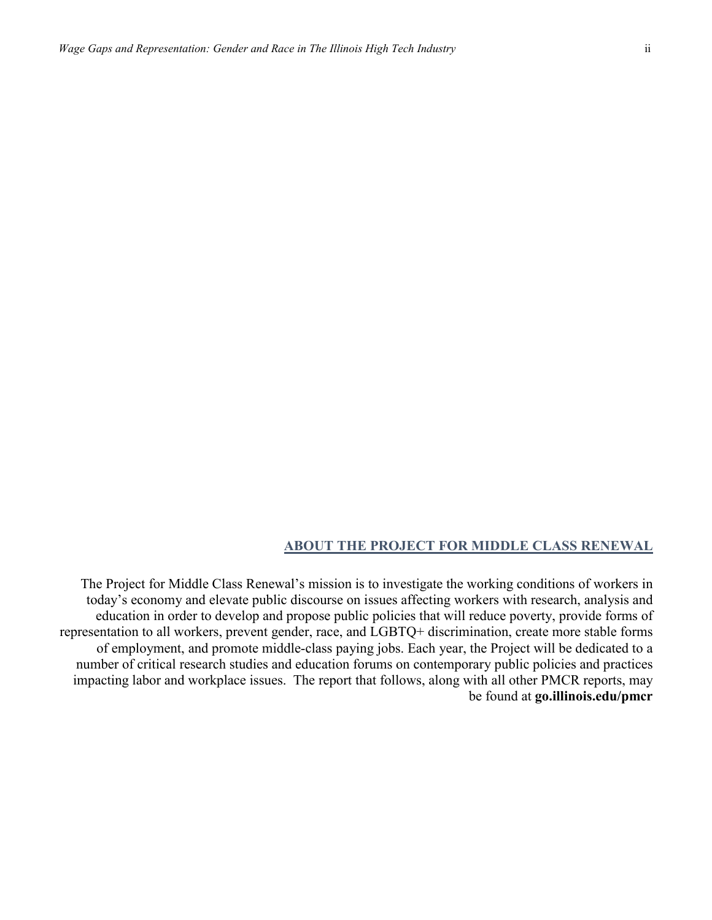## ABOUT THE PROJECT FOR MIDDLE CLASS RENEWAL

The Project for Middle Class Renewal's mission is to investigate the working conditions of workers in today's economy and elevate public discourse on issues affecting workers with research, analysis and education in order to develop and propose public policies that will reduce poverty, provide forms of representation to all workers, prevent gender, race, and LGBTQ+ discrimination, create more stable forms of employment, and promote middle-class paying jobs. Each year, the Project will be dedicated to a number of critical research studies and education forums on contemporary public policies and practices impacting labor and workplace issues. The report that follows, along with all other PMCR reports, may be found at **go.illinois.edu/pmcr**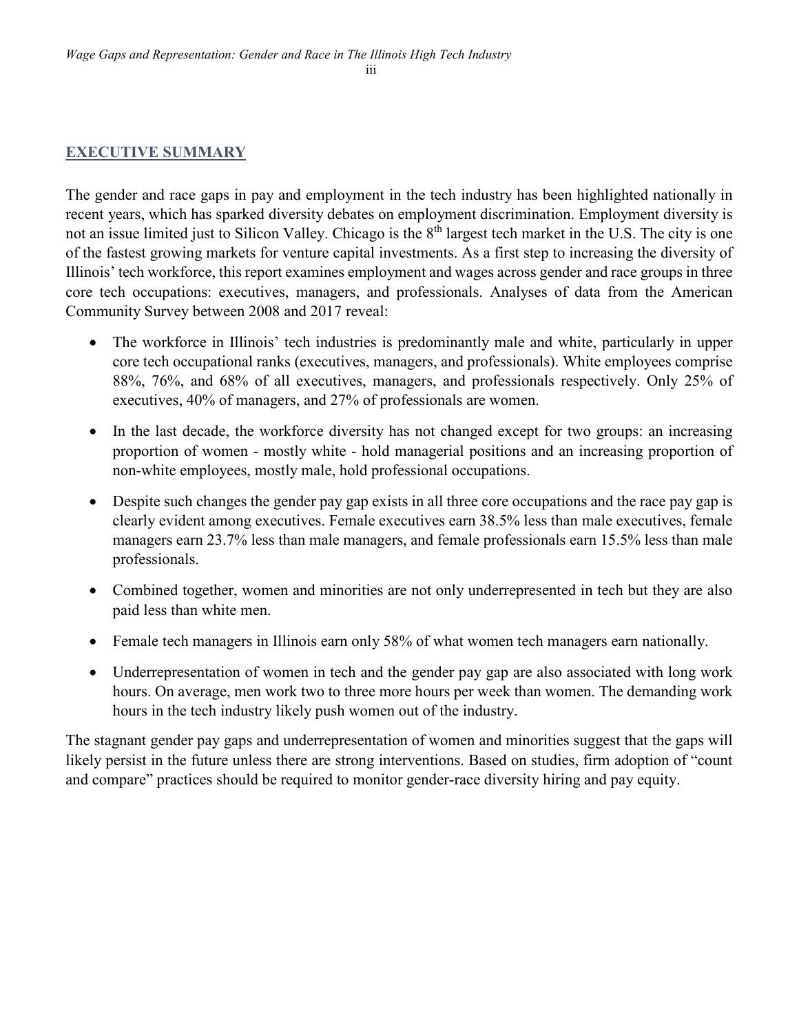## EXECUTIVE SUMMARY

The gender and race gaps in pay and employment in the tech industry has been highlighted nationally in recent years, which has sparked diversity debates on employment discrimination. Employment diversity is not an issue limited just to Silicon Valley. Chicago is the 8th largest tech market in the U.S. The city is one of the fastest growing markets for venture capital investments. As a first step to increasing the diversity of Illinois' tech workforce, this report examines employment and wages across gender and race groups in three core tech occupations: executives, managers, and professionals. Analyses of data from the American Community Survey between 2008 and 2017 reveal:

- The workforce in Illinois' tech industries is predominantly male and white, particularly in upper core tech occupational ranks (executives, managers, and professionals). White employees comprise 88%, 76%, and 68% of all executives, managers, and professionals respectively. Only 25% of executives, 40% of managers, and 27% of professionals are women.
- In the last decade, the workforce diversity has not changed except for two groups: an increasing proportion of women - mostly white - hold managerial positions and an increasing proportion of non-white employees, mostly male, hold professional occupations.
- Despite such changes the gender pay gap exists in all three core occupations and the race pay gap is clearly evident among executives. Female executives earn 38.5% less than male executives, female managers earn 23.7% less than male managers, and female professionals earn 15.5% less than male professionals.
- Combined together, women and minorities are not only underrepresented in tech but they are also paid less than white men.
- Female tech managers in Illinois earn only 58% of what women tech managers earn nationally.
- Underrepresentation of women in tech and the gender pay gap are also associated with long work hours. On average, men work two to three more hours per week than women. The demanding work hours in the tech industry likely push women out of the industry.

The stagnant gender pay gaps and underrepresentation of women and minorities suggest that the gaps will likely persist in the future unless there are strong interventions. Based on studies, firm adoption of "count and compare" practices should be required to monitor gender-race diversity hiring and pay equity.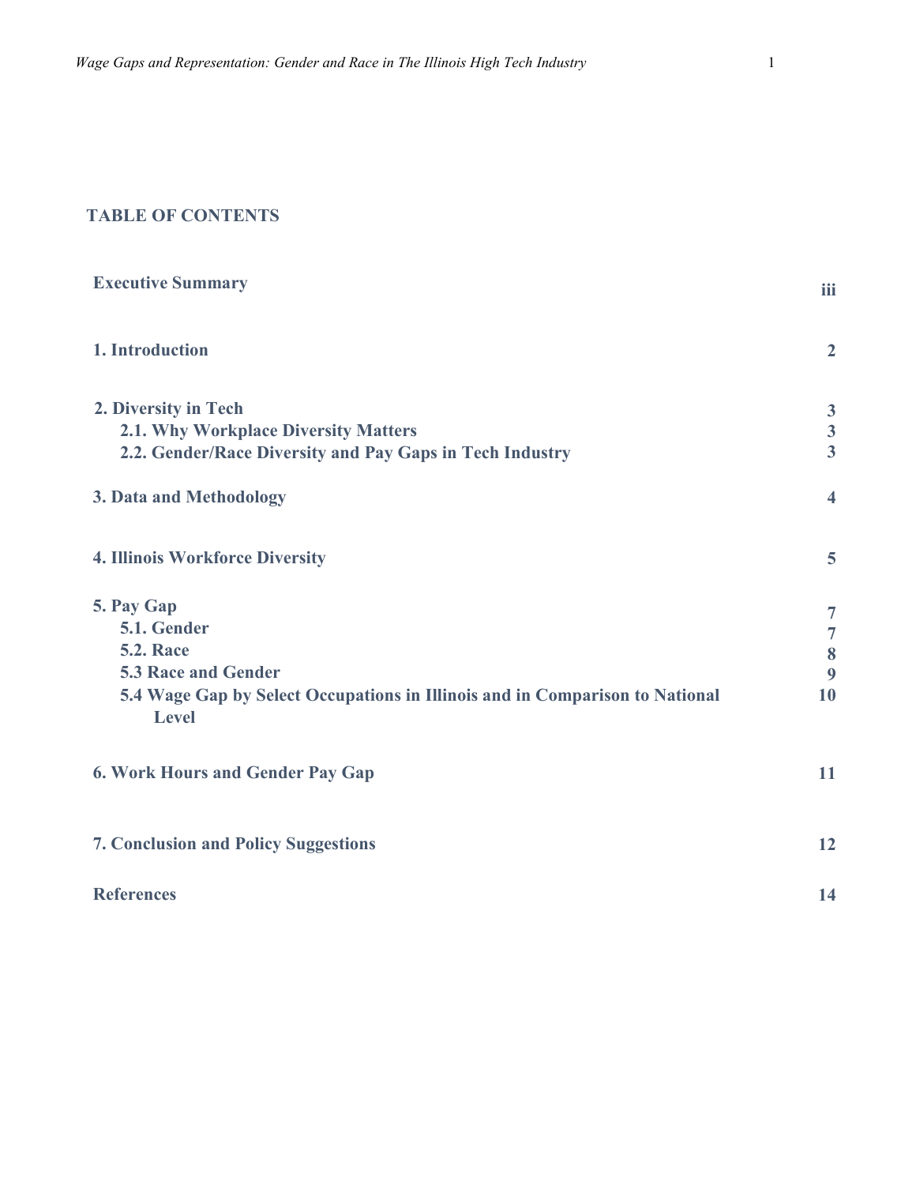## TABLE OF CONTENTS

| | |
|---|---|
| **Executive Summary** | **iii** |
| **1. Introduction** | **2** |
| **2. Diversity in Tech** | **3** |
| **2.1. Why Workplace Diversity Matters** | **3** |
| **2.2. Gender/Race Diversity and Pay Gaps in Tech Industry** | **3** |
| **3. Data and Methodology** | **4** |
| **4. Illinois Workforce Diversity** | **5** |
| **5. Pay Gap** | **7** |
| **5.1. Gender** | **7** |
| **5.2. Race** | **8** |
| **5.3 Race and Gender** | **9** |
| **5.4 Wage Gap by Select Occupations in Illinois and in Comparison to National Level** | **10** |
| **6. Work Hours and Gender Pay Gap** | **11** |
| **7. Conclusion and Policy Suggestions** | **12** |
| **References** | **14** |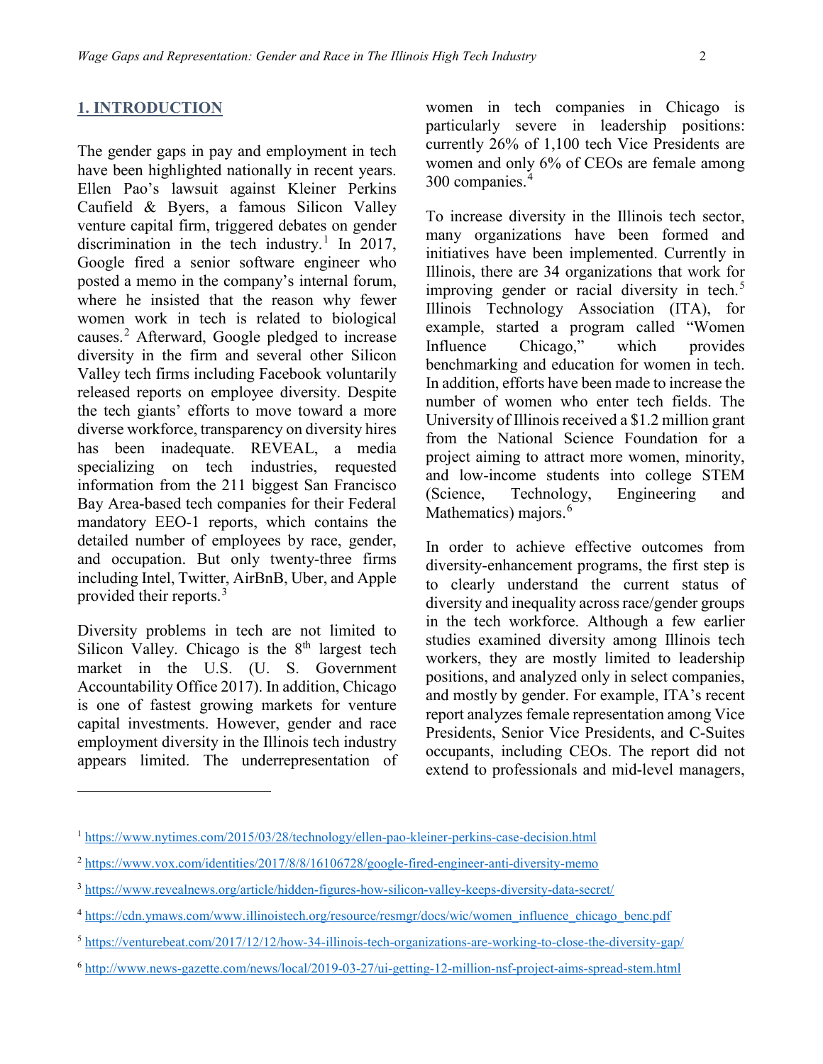## 1. INTRODUCTION

The gender gaps in pay and employment in tech have been highlighted nationally in recent years. Ellen Pao's lawsuit against Kleiner Perkins Caufield & Byers, a famous Silicon Valley venture capital firm, triggered debates on gender discrimination in the tech industry.[1] In 2017, Google fired a senior software engineer who posted a memo in the company's internal forum, where he insisted that the reason why fewer women work in tech is related to biological causes.[2] Afterward, Google pledged to increase diversity in the firm and several other Silicon Valley tech firms including Facebook voluntarily released reports on employee diversity. Despite the tech giants' efforts to move toward a more diverse workforce, transparency on diversity hires has been inadequate. REVEAL, a media specializing on tech industries, requested information from the 211 biggest San Francisco Bay Area-based tech companies for their Federal mandatory EEO-1 reports, which contains the detailed number of employees by race, gender, and occupation. But only twenty-three firms including Intel, Twitter, AirBnB, Uber, and Apple provided their reports.[3]

Diversity problems in tech are not limited to Silicon Valley. Chicago is the 8th largest tech market in the U.S. (U. S. Government Accountability Office 2017). In addition, Chicago is one of fastest growing markets for venture capital investments. However, gender and race employment diversity in the Illinois tech industry appears limited. The underrepresentation of women in tech companies in Chicago is particularly severe in leadership positions: currently 26% of 1,100 tech Vice Presidents are women and only 6% of CEOs are female among 300 companies.[4]

To increase diversity in the Illinois tech sector, many organizations have been formed and initiatives have been implemented. Currently in Illinois, there are 34 organizations that work for improving gender or racial diversity in tech.[5] Illinois Technology Association (ITA), for example, started a program called "Women Influence Chicago," which provides benchmarking and education for women in tech. In addition, efforts have been made to increase the number of women who enter tech fields. The University of Illinois received a $1.2 million grant from the National Science Foundation for a project aiming to attract more women, minority, and low-income students into college STEM (Science, Technology, Engineering and Mathematics) majors.[6]

In order to achieve effective outcomes from diversity-enhancement programs, the first step is to clearly understand the current status of diversity and inequality across race/gender groups in the tech workforce. Although a few earlier studies examined diversity among Illinois tech workers, they are mostly limited to leadership positions, and analyzed only in select companies, and mostly by gender. For example, ITA's recent report analyzes female representation among Vice Presidents, Senior Vice Presidents, and C-Suites occupants, including CEOs. The report did not extend to professionals and mid-level managers,

---

[1] https://www.nytimes.com/2015/03/28/technology/ellen-pao-kleiner-perkins-case-decision.html

[2] https://www.vox.com/identities/2017/8/8/16106728/google-fired-engineer-anti-diversity-memo

[3] https://www.revealnews.org/article/hidden-figures-how-silicon-valley-keeps-diversity-data-secret/

[4] https://cdn.ymaws.com/www.illinoistech.org/resource/resmgr/docs/wic/women_influence_chicago_benc.pdf

[5] https://venturebeat.com/2017/12/12/how-34-illinois-tech-organizations-are-working-to-close-the-diversity-gap/

[6] http://www.news-gazette.com/news/local/2019-03-27/ui-getting-12-million-nsf-project-aims-spread-stem.html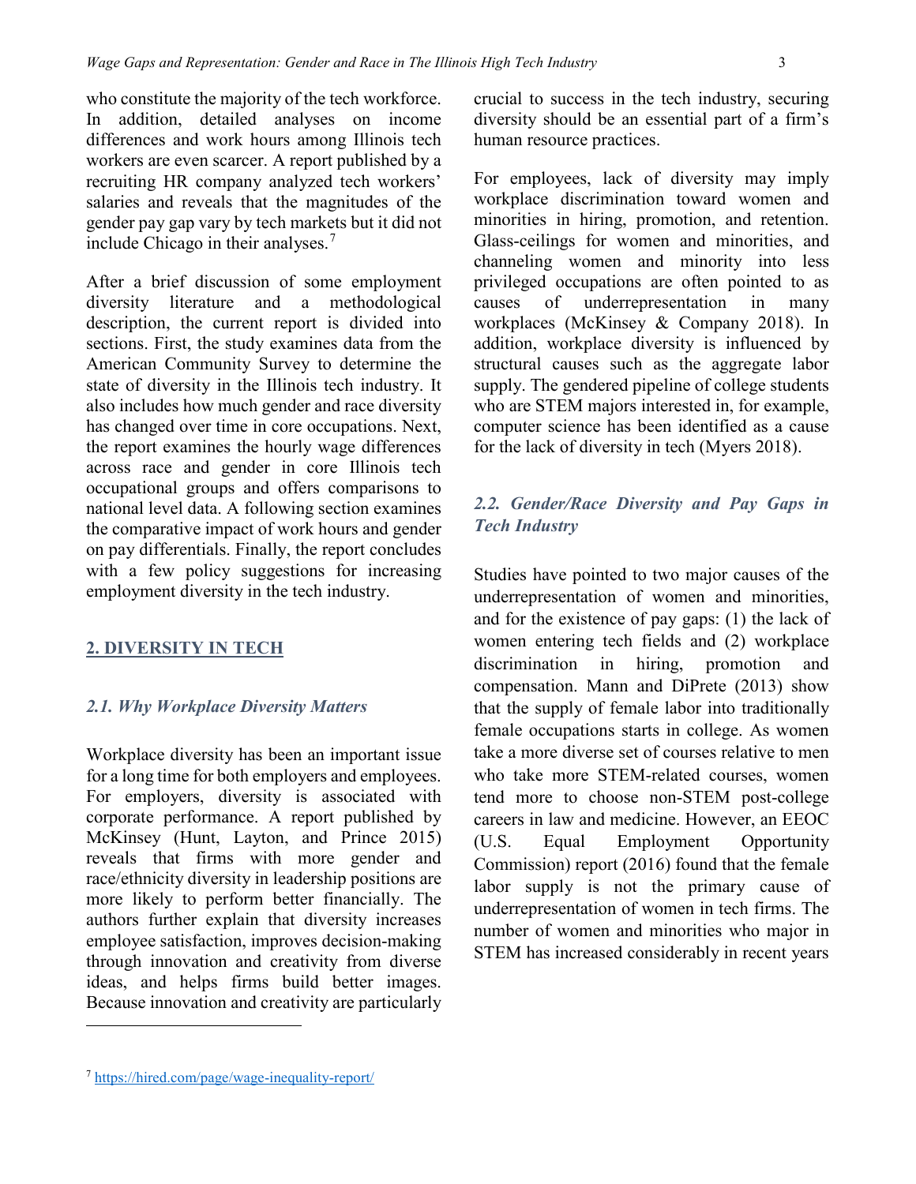who constitute the majority of the tech workforce. In addition, detailed analyses on income differences and work hours among Illinois tech workers are even scarcer. A report published by a recruiting HR company analyzed tech workers' salaries and reveals that the magnitudes of the gender pay gap vary by tech markets but it did not include Chicago in their analyses.[7]

After a brief discussion of some employment diversity literature and a methodological description, the current report is divided into sections. First, the study examines data from the American Community Survey to determine the state of diversity in the Illinois tech industry. It also includes how much gender and race diversity has changed over time in core occupations. Next, the report examines the hourly wage differences across race and gender in core Illinois tech occupational groups and offers comparisons to national level data. A following section examines the comparative impact of work hours and gender on pay differentials. Finally, the report concludes with a few policy suggestions for increasing employment diversity in the tech industry.

## 2. DIVERSITY IN TECH

### *2.1. Why Workplace Diversity Matters*

Workplace diversity has been an important issue for a long time for both employers and employees. For employers, diversity is associated with corporate performance. A report published by McKinsey (Hunt, Layton, and Prince 2015) reveals that firms with more gender and race/ethnicity diversity in leadership positions are more likely to perform better financially. The authors further explain that diversity increases employee satisfaction, improves decision-making through innovation and creativity from diverse ideas, and helps firms build better images. Because innovation and creativity are particularly crucial to success in the tech industry, securing diversity should be an essential part of a firm's human resource practices.

For employees, lack of diversity may imply workplace discrimination toward women and minorities in hiring, promotion, and retention. Glass-ceilings for women and minorities, and channeling women and minority into less privileged occupations are often pointed to as causes of underrepresentation in many workplaces (McKinsey & Company 2018). In addition, workplace diversity is influenced by structural causes such as the aggregate labor supply. The gendered pipeline of college students who are STEM majors interested in, for example, computer science has been identified as a cause for the lack of diversity in tech (Myers 2018).

### *2.2. Gender/Race Diversity and Pay Gaps in Tech Industry*

Studies have pointed to two major causes of the underrepresentation of women and minorities, and for the existence of pay gaps: (1) the lack of women entering tech fields and (2) workplace discrimination in hiring, promotion and compensation. Mann and DiPrete (2013) show that the supply of female labor into traditionally female occupations starts in college. As women take a more diverse set of courses relative to men who take more STEM-related courses, women tend more to choose non-STEM post-college careers in law and medicine. However, an EEOC (U.S. Equal Employment Opportunity Commission) report (2016) found that the female labor supply is not the primary cause of underrepresentation of women in tech firms. The number of women and minorities who major in STEM has increased considerably in recent years

[7] https://hired.com/page/wage-inequality-report/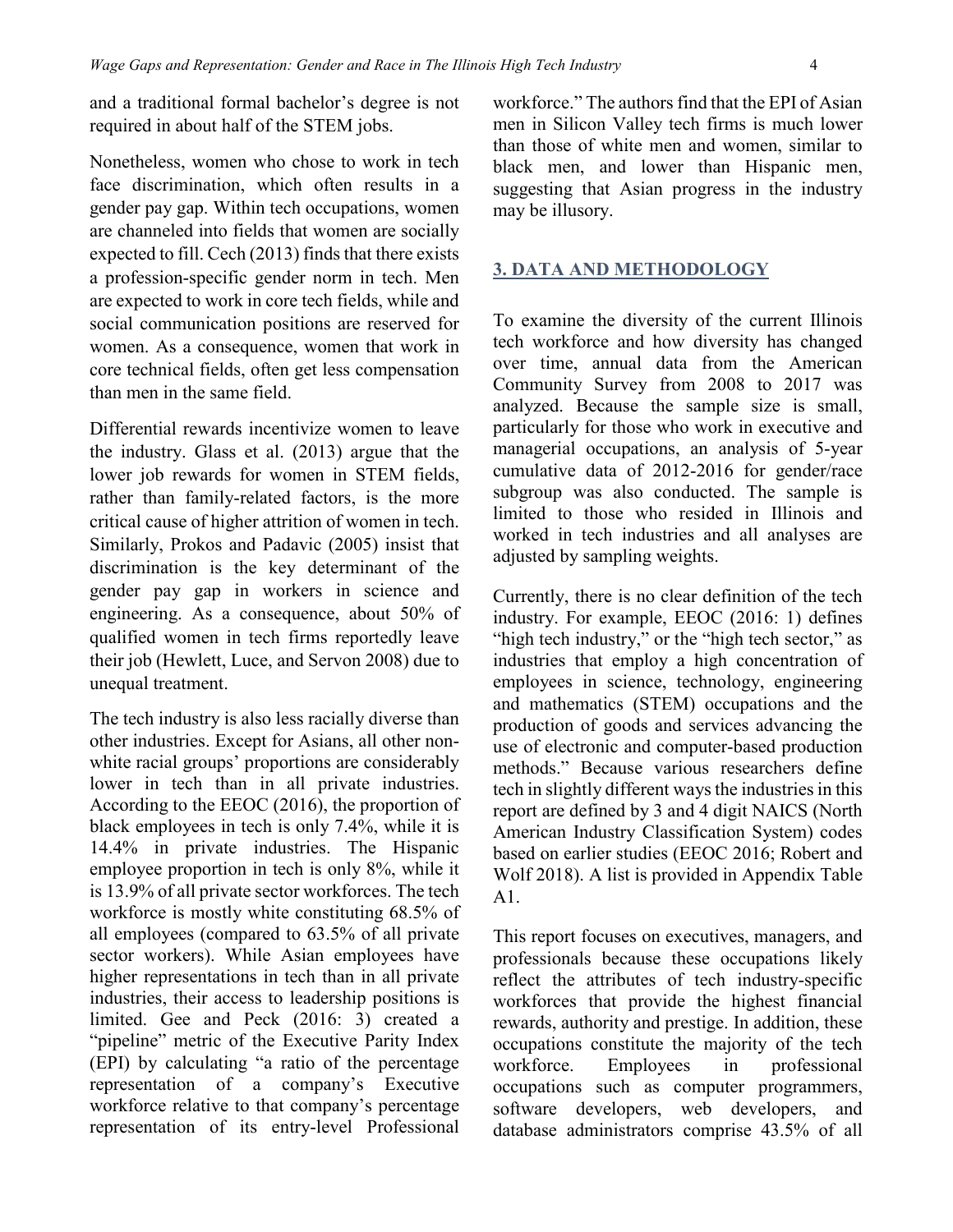and a traditional formal bachelor's degree is not required in about half of the STEM jobs.

Nonetheless, women who chose to work in tech face discrimination, which often results in a gender pay gap. Within tech occupations, women are channeled into fields that women are socially expected to fill. Cech (2013) finds that there exists a profession-specific gender norm in tech. Men are expected to work in core tech fields, while and social communication positions are reserved for women. As a consequence, women that work in core technical fields, often get less compensation than men in the same field.

Differential rewards incentivize women to leave the industry. Glass et al. (2013) argue that the lower job rewards for women in STEM fields, rather than family-related factors, is the more critical cause of higher attrition of women in tech. Similarly, Prokos and Padavic (2005) insist that discrimination is the key determinant of the gender pay gap in workers in science and engineering. As a consequence, about 50% of qualified women in tech firms reportedly leave their job (Hewlett, Luce, and Servon 2008) due to unequal treatment.

The tech industry is also less racially diverse than other industries. Except for Asians, all other non-white racial groups' proportions are considerably lower in tech than in all private industries. According to the EEOC (2016), the proportion of black employees in tech is only 7.4%, while it is 14.4% in private industries. The Hispanic employee proportion in tech is only 8%, while it is 13.9% of all private sector workforces. The tech workforce is mostly white constituting 68.5% of all employees (compared to 63.5% of all private sector workers). While Asian employees have higher representations in tech than in all private industries, their access to leadership positions is limited. Gee and Peck (2016: 3) created a "pipeline" metric of the Executive Parity Index (EPI) by calculating "a ratio of the percentage representation of a company's Executive workforce relative to that company's percentage representation of its entry-level Professional workforce." The authors find that the EPI of Asian men in Silicon Valley tech firms is much lower than those of white men and women, similar to black men, and lower than Hispanic men, suggesting that Asian progress in the industry may be illusory.

## 3. DATA AND METHODOLOGY

To examine the diversity of the current Illinois tech workforce and how diversity has changed over time, annual data from the American Community Survey from 2008 to 2017 was analyzed. Because the sample size is small, particularly for those who work in executive and managerial occupations, an analysis of 5-year cumulative data of 2012-2016 for gender/race subgroup was also conducted. The sample is limited to those who resided in Illinois and worked in tech industries and all analyses are adjusted by sampling weights.

Currently, there is no clear definition of the tech industry. For example, EEOC (2016: 1) defines "high tech industry," or the "high tech sector," as industries that employ a high concentration of employees in science, technology, engineering and mathematics (STEM) occupations and the production of goods and services advancing the use of electronic and computer-based production methods." Because various researchers define tech in slightly different ways the industries in this report are defined by 3 and 4 digit NAICS (North American Industry Classification System) codes based on earlier studies (EEOC 2016; Robert and Wolf 2018). A list is provided in Appendix Table A1.

This report focuses on executives, managers, and professionals because these occupations likely reflect the attributes of tech industry-specific workforces that provide the highest financial rewards, authority and prestige. In addition, these occupations constitute the majority of the tech workforce. Employees in professional occupations such as computer programmers, software developers, web developers, and database administrators comprise 43.5% of all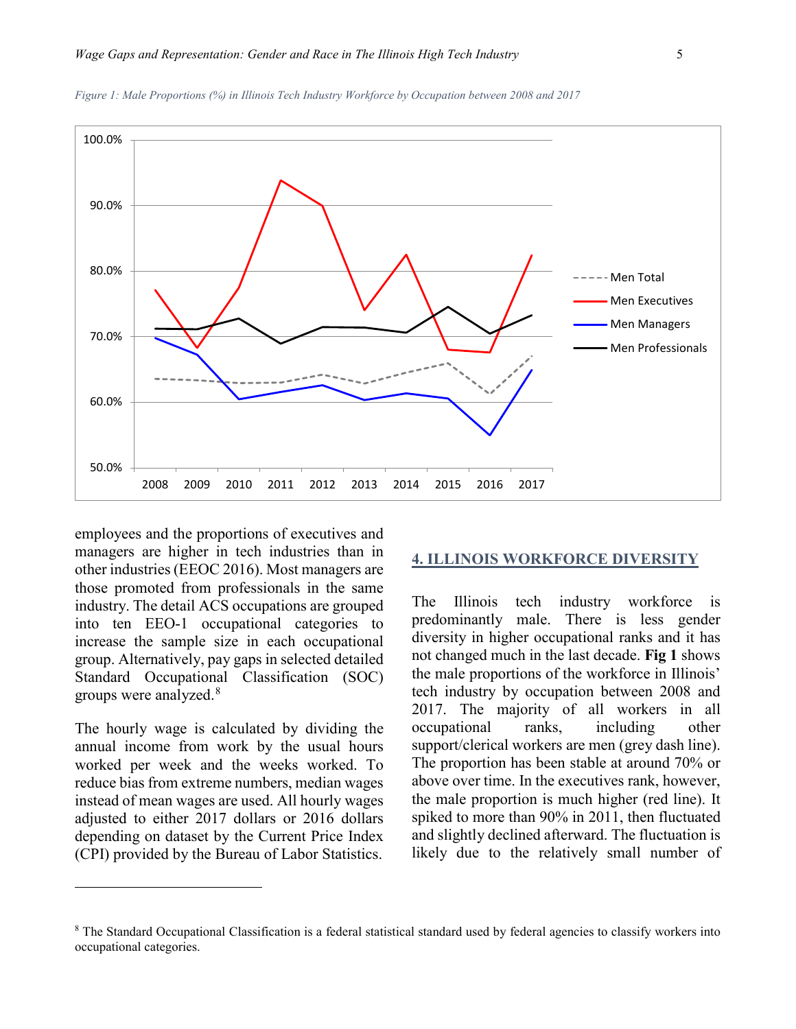*Figure 1: Male Proportions (%) in Illinois Tech Industry Workforce by Occupation between 2008 and 2017*

employees and the proportions of executives and managers are higher in tech industries than in other industries (EEOC 2016). Most managers are those promoted from professionals in the same industry. The detail ACS occupations are grouped into ten EEO-1 occupational categories to increase the sample size in each occupational group. Alternatively, pay gaps in selected detailed Standard Occupational Classification (SOC) groups were analyzed.[8]

The hourly wage is calculated by dividing the annual income from work by the usual hours worked per week and the weeks worked. To reduce bias from extreme numbers, median wages instead of mean wages are used. All hourly wages adjusted to either 2017 dollars or 2016 dollars depending on dataset by the Current Price Index (CPI) provided by the Bureau of Labor Statistics.

## 4. ILLINOIS WORKFORCE DIVERSITY

The Illinois tech industry workforce is predominantly male. There is less gender diversity in higher occupational ranks and it has not changed much in the last decade. **Fig 1** shows the male proportions of the workforce in Illinois' tech industry by occupation between 2008 and 2017. The majority of all workers in all occupational ranks, including other support/clerical workers are men (grey dash line). The proportion has been stable at around 70% or above over time. In the executives rank, however, the male proportion is much higher (red line). It spiked to more than 90% in 2011, then fluctuated and slightly declined afterward. The fluctuation is likely due to the relatively small number of

[8] The Standard Occupational Classification is a federal statistical standard used by federal agencies to classify workers into occupational categories.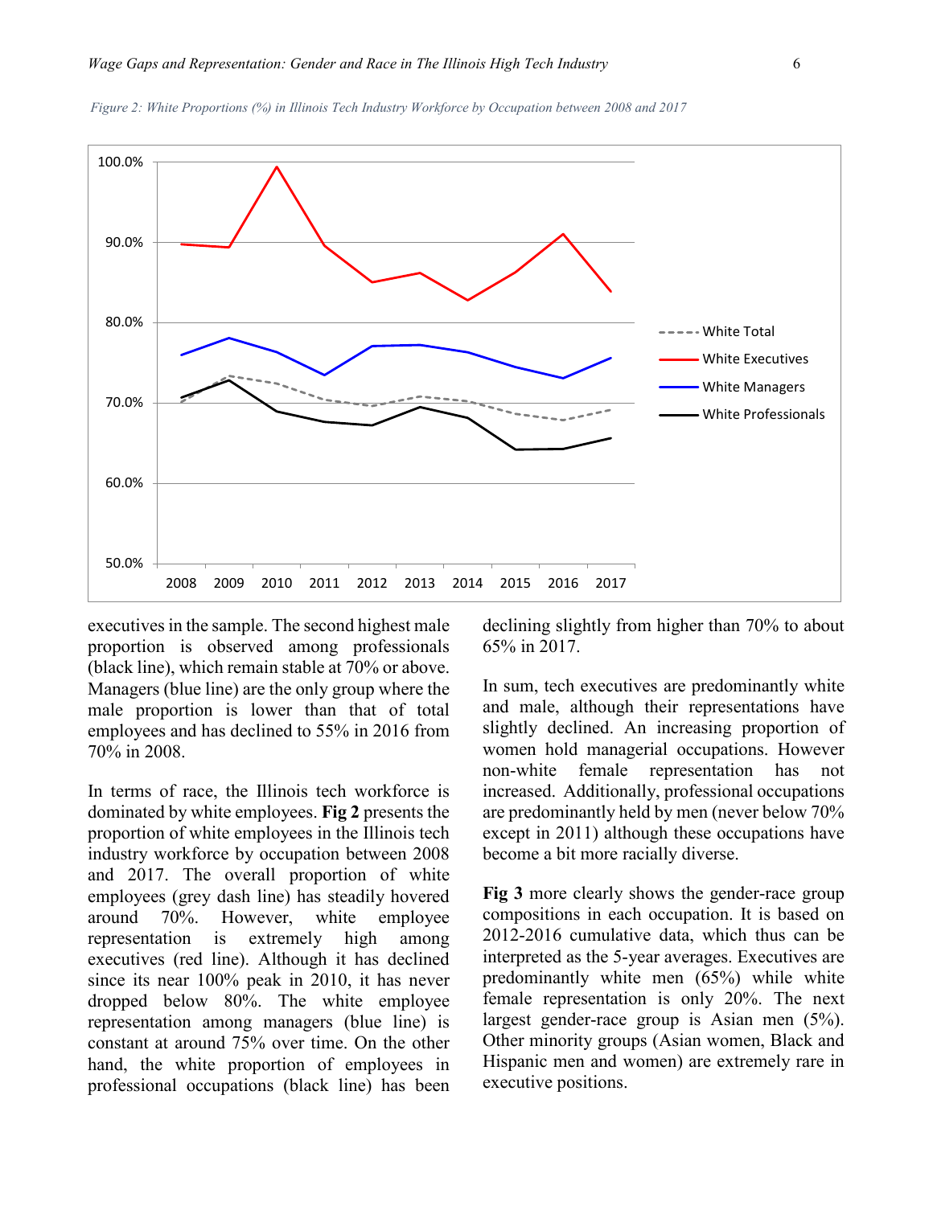*Figure 2: White Proportions (%) in Illinois Tech Industry Workforce by Occupation between 2008 and 2017*

100.0%
90.0%
80.0%
70.0%
60.0%
50.0%

2008 2009 2010 2011 2012 2013 2014 2015 2016 2017

White Total
White Executives
White Managers
White Professionals

executives in the sample. The second highest male proportion is observed among professionals (black line), which remain stable at 70% or above. Managers (blue line) are the only group where the male proportion is lower than that of total employees and has declined to 55% in 2016 from 70% in 2008.

In terms of race, the Illinois tech workforce is dominated by white employees. **Fig 2** presents the proportion of white employees in the Illinois tech industry workforce by occupation between 2008 and 2017. The overall proportion of white employees (grey dash line) has steadily hovered around 70%. However, white employee representation is extremely high among executives (red line). Although it has declined since its near 100% peak in 2010, it has never dropped below 80%. The white employee representation among managers (blue line) is constant at around 75% over time. On the other hand, the white proportion of employees in professional occupations (black line) has been declining slightly from higher than 70% to about 65% in 2017.

In sum, tech executives are predominantly white and male, although their representations have slightly declined. An increasing proportion of women hold managerial occupations. However non-white female representation has not increased. Additionally, professional occupations are predominantly held by men (never below 70% except in 2011) although these occupations have become a bit more racially diverse.

**Fig 3** more clearly shows the gender-race group compositions in each occupation. It is based on 2012-2016 cumulative data, which thus can be interpreted as the 5-year averages. Executives are predominantly white men (65%) while white female representation is only 20%. The next largest gender-race group is Asian men (5%). Other minority groups (Asian women, Black and Hispanic men and women) are extremely rare in executive positions.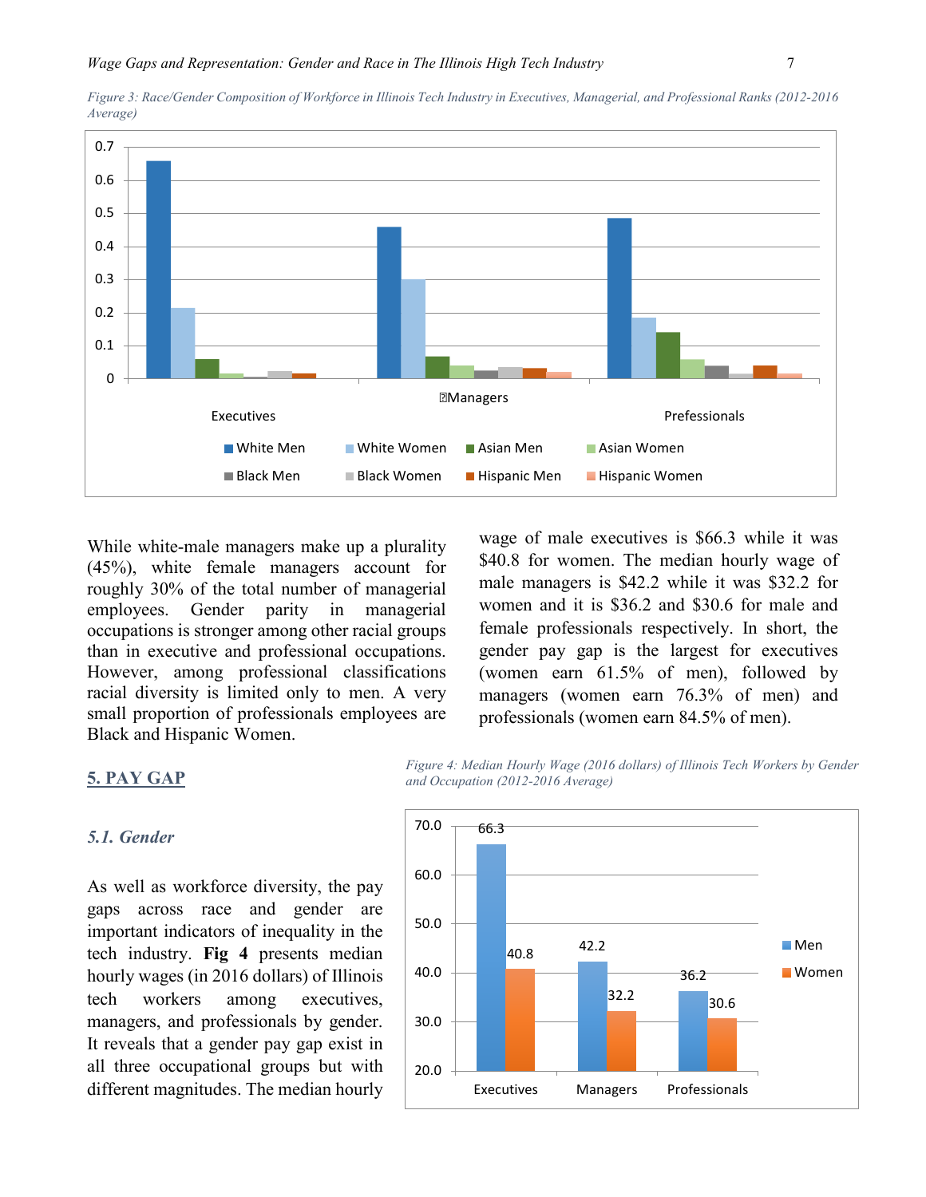*Figure 3: Race/Gender Composition of Workforce in Illinois Tech Industry in Executives, Managerial, and Professional Ranks (2012-2016 Average)*

0.7
0.6
0.5
0.4
0.3
0.2
0.1
0

Executives
Managers
Professionals

White Men
White Women
Asian Men
Asian Women
Black Men
Black Women
Hispanic Men
Hispanic Women

While white-male managers make up a plurality (45%), white female managers account for roughly 30% of the total number of managerial employees. Gender parity in managerial occupations is stronger among other racial groups than in executive and professional occupations. However, among professional classifications racial diversity is limited only to men. A very small proportion of professionals employees are Black and Hispanic Women.

## 5. PAY GAP

### *5.1. Gender*

As well as workforce diversity, the pay gaps across race and gender are important indicators of inequality in the tech industry. **Fig 4** presents median hourly wages (in 2016 dollars) of Illinois tech workers among executives, managers, and professionals by gender. It reveals that a gender pay gap exist in all three occupational groups but with different magnitudes. The median hourly wage of male executives is $66.3 while it was $40.8 for women. The median hourly wage of male managers is $42.2 while it was $32.2 for women and it is $36.2 and $30.6 for male and female professionals respectively. In short, the gender pay gap is the largest for executives (women earn 61.5% of men), followed by managers (women earn 76.3% of men) and professionals (women earn 84.5% of men).

*Figure 4: Median Hourly Wage (2016 dollars) of Illinois Tech Workers by Gender and Occupation (2012-2016 Average)*

70.0
60.0
50.0
40.0
30.0
20.0

66.3
40.8
42.2
32.2
36.2
30.6

Executives
Managers
Professionals

Men
Women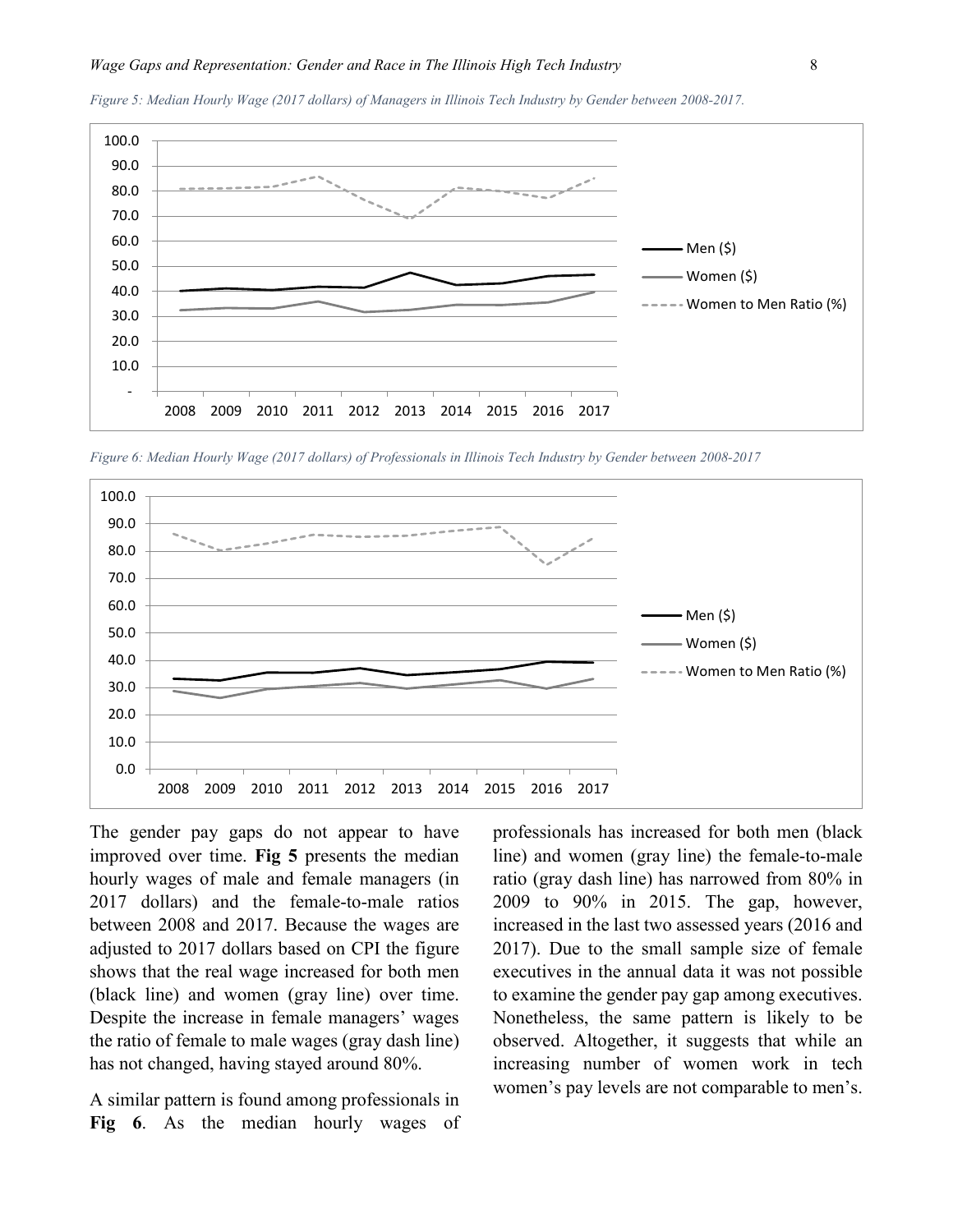*Figure 5: Median Hourly Wage (2017 dollars) of Managers in Illinois Tech Industry by Gender between 2008-2017.*

100.0
90.0
80.0
70.0
60.0
50.0
40.0
30.0
20.0
10.0
-

2008 2009 2010 2011 2012 2013 2014 2015 2016 2017

Men ($)
Women ($)
Women to Men Ratio (%)

*Figure 6: Median Hourly Wage (2017 dollars) of Professionals in Illinois Tech Industry by Gender between 2008-2017*

100.0
90.0
80.0
70.0
60.0
50.0
40.0
30.0
20.0
10.0
0.0

2008 2009 2010 2011 2012 2013 2014 2015 2016 2017

Men ($)
Women ($)
Women to Men Ratio (%)

The gender pay gaps do not appear to have improved over time. **Fig 5** presents the median hourly wages of male and female managers (in 2017 dollars) and the female-to-male ratios between 2008 and 2017. Because the wages are adjusted to 2017 dollars based on CPI the figure shows that the real wage increased for both men (black line) and women (gray line) over time. Despite the increase in female managers' wages the ratio of female to male wages (gray dash line) has not changed, having stayed around 80%.

A similar pattern is found among professionals in **Fig 6**. As the median hourly wages of professionals has increased for both men (black line) and women (gray line) the female-to-male ratio (gray dash line) has narrowed from 80% in 2009 to 90% in 2015. The gap, however, increased in the last two assessed years (2016 and 2017). Due to the small sample size of female executives in the annual data it was not possible to examine the gender pay gap among executives. Nonetheless, the same pattern is likely to be observed. Altogether, it suggests that while an increasing number of women work in tech women's pay levels are not comparable to men's.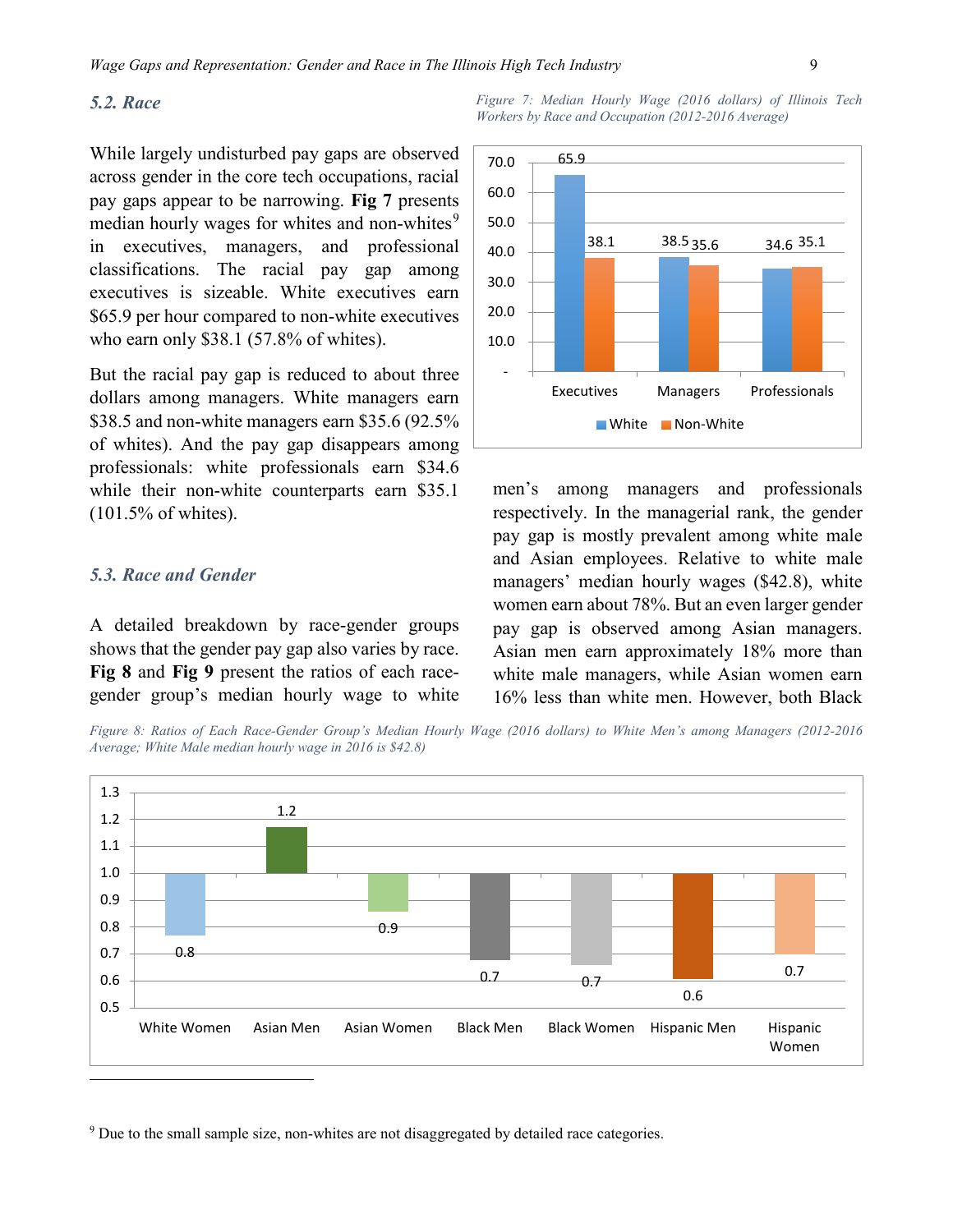### 5.2. Race

While largely undisturbed pay gaps are observed across gender in the core tech occupations, racial pay gaps appear to be narrowing. **Fig 7** presents median hourly wages for whites and non-whites[9] in executives, managers, and professional classifications. The racial pay gap among executives is sizeable. White executives earn \$65.9 per hour compared to non-white executives who earn only \$38.1 (57.8% of whites).

But the racial pay gap is reduced to about three dollars among managers. White managers earn \$38.5 and non-white managers earn \$35.6 (92.5% of whites). And the pay gap disappears among professionals: white professionals earn \$34.6 while their non-white counterparts earn \$35.1 (101.5% of whites).

*Figure 7: Median Hourly Wage (2016 dollars) of Illinois Tech Workers by Race and Occupation (2012-2016 Average)*

70.0
60.0
50.0
40.0
30.0
20.0
10.0
-

65.9
38.1
38.5
35.6
34.6
35.1

Executives
Managers
Professionals

White
Non-White

### 5.3. Race and Gender

A detailed breakdown by race-gender groups shows that the gender pay gap also varies by race. **Fig 8** and **Fig 9** present the ratios of each race-gender group's median hourly wage to white men's among managers and professionals respectively. In the managerial rank, the gender pay gap is mostly prevalent among white male and Asian employees. Relative to white male managers' median hourly wages (\$42.8), white women earn about 78%. But an even larger gender pay gap is observed among Asian managers. Asian men earn approximately 18% more than white male managers, while Asian women earn 16% less than white men. However, both Black

*Figure 8: Ratios of Each Race-Gender Group's Median Hourly Wage (2016 dollars) to White Men's among Managers (2012-2016 Average; White Male median hourly wage in 2016 is \$42.8)*

1.3
1.2
1.1
1.0
0.9
0.8
0.7
0.6
0.5

0.8
1.2
0.9
0.7
0.7
0.6
0.7

White Women
Asian Men
Asian Women
Black Men
Black Women
Hispanic Men
Hispanic Women

[9] Due to the small sample size, non-whites are not disaggregated by detailed race categories.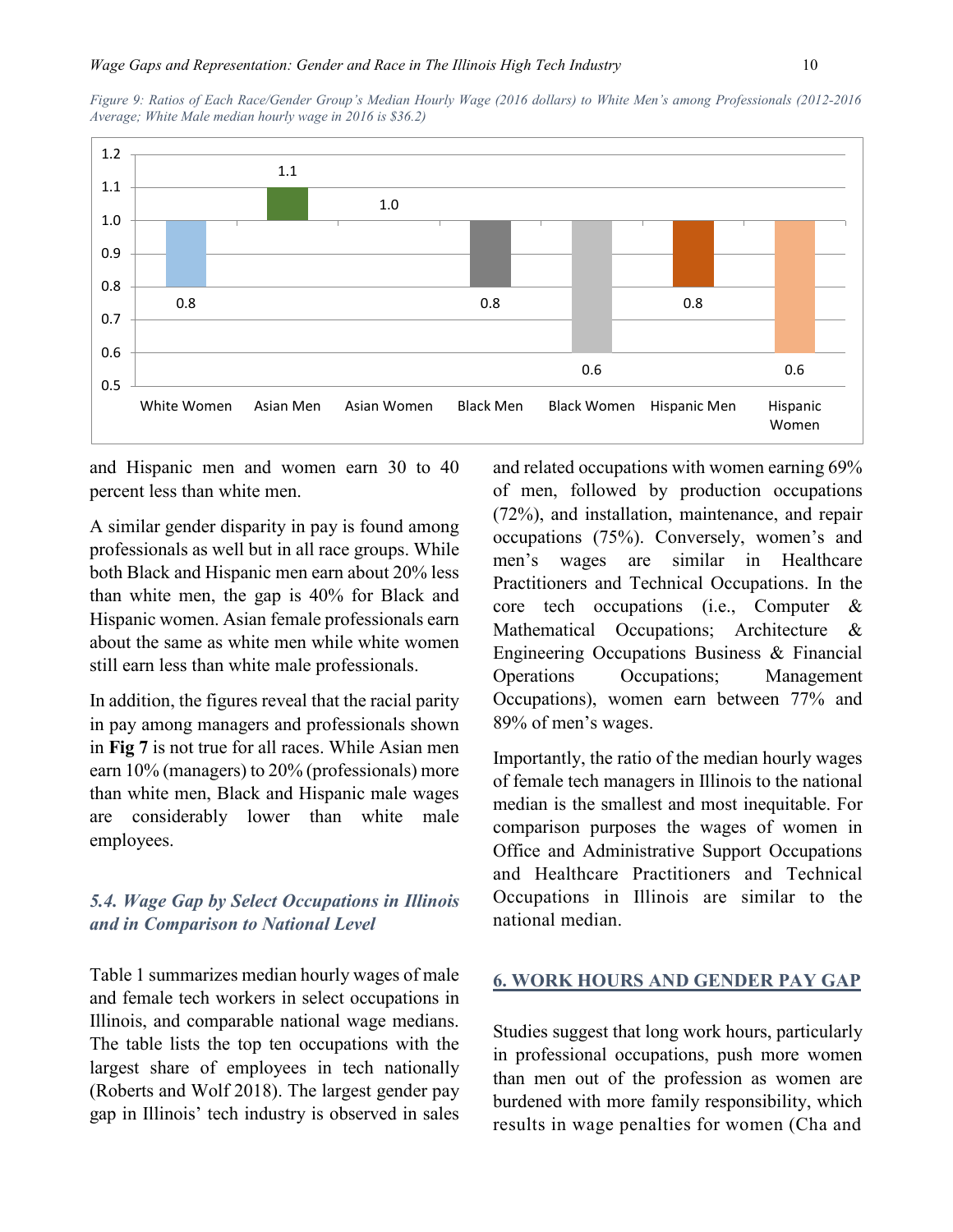*Figure 9: Ratios of Each Race/Gender Group's Median Hourly Wage (2016 dollars) to White Men's among Professionals (2012-2016 Average; White Male median hourly wage in 2016 is $36.2)*

1.2
1.1
1.0
0.9
0.8
0.7
0.6
0.5

0.8
1.1
1.0
0.8
0.6
0.8
0.6

White Women
Asian Men
Asian Women
Black Men
Black Women
Hispanic Men
Hispanic Women

and Hispanic men and women earn 30 to 40 percent less than white men.

A similar gender disparity in pay is found among professionals as well but in all race groups. While both Black and Hispanic men earn about 20% less than white men, the gap is 40% for Black and Hispanic women. Asian female professionals earn about the same as white men while white women still earn less than white male professionals.

In addition, the figures reveal that the racial parity in pay among managers and professionals shown in **Fig 7** is not true for all races. While Asian men earn 10% (managers) to 20% (professionals) more than white men, Black and Hispanic male wages are considerably lower than white male employees.

### *5.4. Wage Gap by Select Occupations in Illinois and in Comparison to National Level*

Table 1 summarizes median hourly wages of male and female tech workers in select occupations in Illinois, and comparable national wage medians. The table lists the top ten occupations with the largest share of employees in tech nationally (Roberts and Wolf 2018). The largest gender pay gap in Illinois' tech industry is observed in sales and related occupations with women earning 69% of men, followed by production occupations (72%), and installation, maintenance, and repair occupations (75%). Conversely, women's and men's wages are similar in Healthcare Practitioners and Technical Occupations. In the core tech occupations (i.e., Computer & Mathematical Occupations; Architecture & Engineering Occupations Business & Financial Operations Occupations; Management Occupations), women earn between 77% and 89% of men's wages.

Importantly, the ratio of the median hourly wages of female tech managers in Illinois to the national median is the smallest and most inequitable. For comparison purposes the wages of women in Office and Administrative Support Occupations and Healthcare Practitioners and Technical Occupations in Illinois are similar to the national median.

## 6. WORK HOURS AND GENDER PAY GAP

Studies suggest that long work hours, particularly in professional occupations, push more women than men out of the profession as women are burdened with more family responsibility, which results in wage penalties for women (Cha and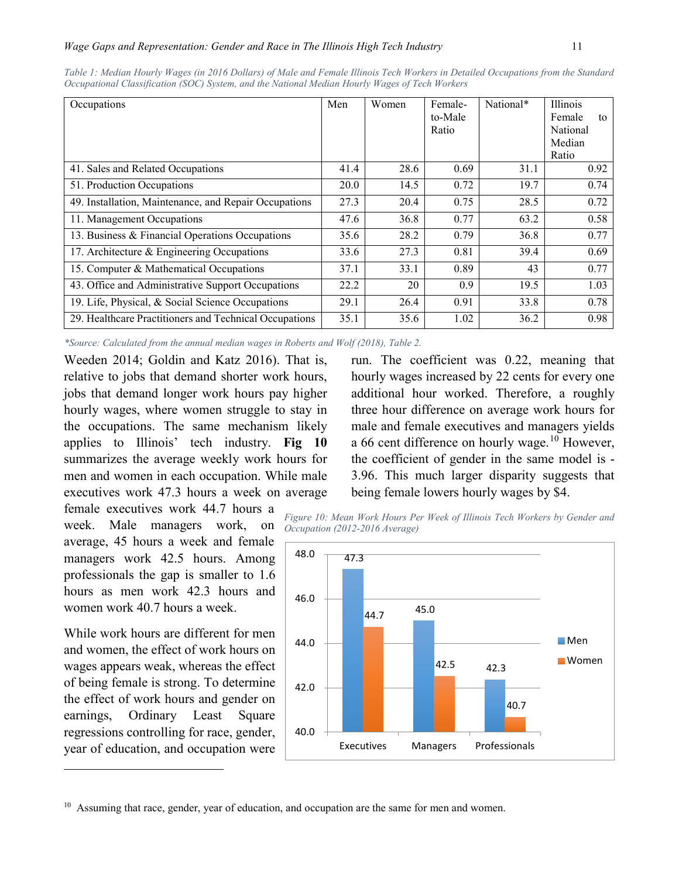*Table 1: Median Hourly Wages (in 2016 Dollars) of Male and Female Illinois Tech Workers in Detailed Occupations from the Standard Occupational Classification (SOC) System, and the National Median Hourly Wages of Tech Workers*

| Occupations | Men | Women | Female-to-Male Ratio | National* | Illinois Female to National Median Ratio |
|---|---|---|---|---|---|
| 41. Sales and Related Occupations | 41.4 | 28.6 | 0.69 | 31.1 | 0.92 |
| 51. Production Occupations | 20.0 | 14.5 | 0.72 | 19.7 | 0.74 |
| 49. Installation, Maintenance, and Repair Occupations | 27.3 | 20.4 | 0.75 | 28.5 | 0.72 |
| 11. Management Occupations | 47.6 | 36.8 | 0.77 | 63.2 | 0.58 |
| 13. Business & Financial Operations Occupations | 35.6 | 28.2 | 0.79 | 36.8 | 0.77 |
| 17. Architecture & Engineering Occupations | 33.6 | 27.3 | 0.81 | 39.4 | 0.69 |
| 15. Computer & Mathematical Occupations | 37.1 | 33.1 | 0.89 | 43 | 0.77 |
| 43. Office and Administrative Support Occupations | 22.2 | 20 | 0.9 | 19.5 | 1.03 |
| 19. Life, Physical, & Social Science Occupations | 29.1 | 26.4 | 0.91 | 33.8 | 0.78 |
| 29. Healthcare Practitioners and Technical Occupations | 35.1 | 35.6 | 1.02 | 36.2 | 0.98 |

*\*Source: Calculated from the annual median wages in Roberts and Wolf (2018), Table 2.*

Weeden 2014; Goldin and Katz 2016). That is, relative to jobs that demand shorter work hours, jobs that demand longer work hours pay higher hourly wages, where women struggle to stay in the occupations. The same mechanism likely applies to Illinois' tech industry. **Fig 10** summarizes the average weekly work hours for men and women in each occupation. While male executives work 47.3 hours a week on average female executives work 44.7 hours a week. Male managers work, on average, 45 hours a week and female managers work 42.5 hours. Among professionals the gap is smaller to 1.6 hours as men work 42.3 hours and women work 40.7 hours a week.

While work hours are different for men and women, the effect of work hours on wages appears weak, whereas the effect of being female is strong. To determine the effect of work hours and gender on earnings, Ordinary Least Square regressions controlling for race, gender, year of education, and occupation were run. The coefficient was 0.22, meaning that hourly wages increased by 22 cents for every one additional hour worked. Therefore, a roughly three hour difference on average work hours for male and female executives and managers yields a 66 cent difference on hourly wage.[10] However, the coefficient of gender in the same model is -3.96. This much larger disparity suggests that being female lowers hourly wages by $4.

*Figure 10: Mean Work Hours Per Week of Illinois Tech Workers by Gender and Occupation (2012-2016 Average)*

48.0
46.0
44.0
42.0
40.0

47.3
44.7
45.0
42.5
42.3
40.7

Executives
Managers
Professionals

Men
Women

[10] Assuming that race, gender, year of education, and occupation are the same for men and women.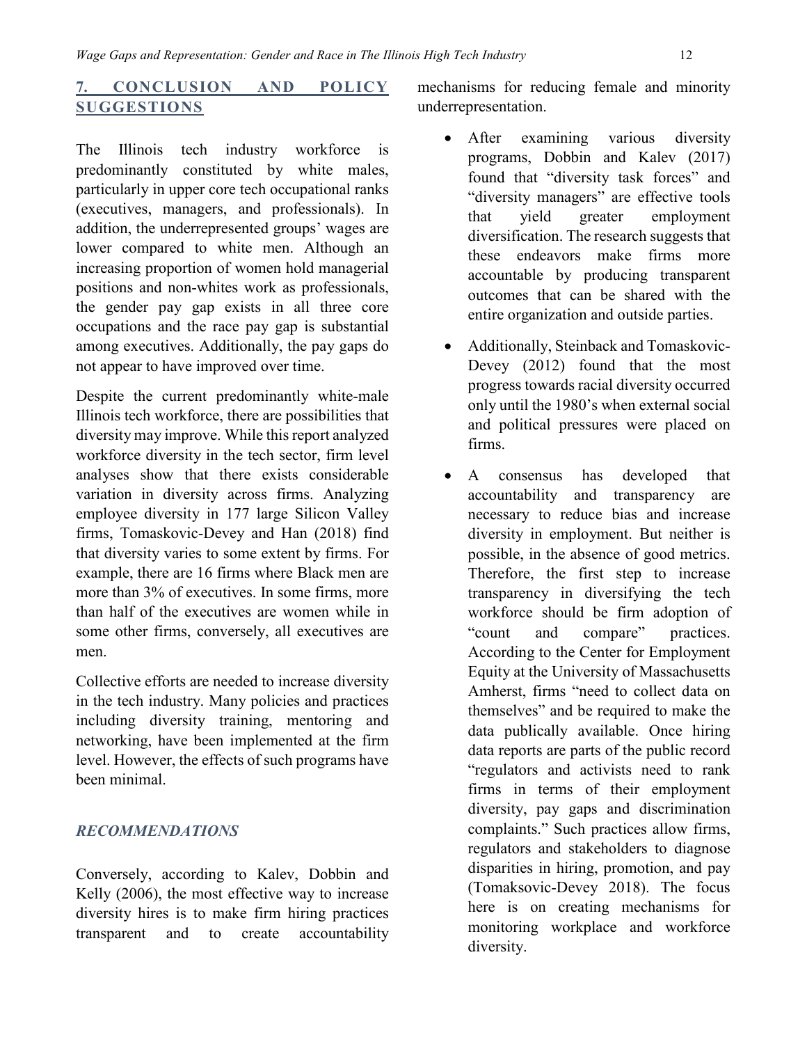## 7. CONCLUSION AND POLICY SUGGESTIONS

The Illinois tech industry workforce is predominantly constituted by white males, particularly in upper core tech occupational ranks (executives, managers, and professionals). In addition, the underrepresented groups' wages are lower compared to white men. Although an increasing proportion of women hold managerial positions and non-whites work as professionals, the gender pay gap exists in all three core occupations and the race pay gap is substantial among executives. Additionally, the pay gaps do not appear to have improved over time.

Despite the current predominantly white-male Illinois tech workforce, there are possibilities that diversity may improve. While this report analyzed workforce diversity in the tech sector, firm level analyses show that there exists considerable variation in diversity across firms. Analyzing employee diversity in 177 large Silicon Valley firms, Tomaskovic-Devey and Han (2018) find that diversity varies to some extent by firms. For example, there are 16 firms where Black men are more than 3% of executives. In some firms, more than half of the executives are women while in some other firms, conversely, all executives are men.

Collective efforts are needed to increase diversity in the tech industry. Many policies and practices including diversity training, mentoring and networking, have been implemented at the firm level. However, the effects of such programs have been minimal.

### *RECOMMENDATIONS*

Conversely, according to Kalev, Dobbin and Kelly (2006), the most effective way to increase diversity hires is to make firm hiring practices transparent and to create accountability mechanisms for reducing female and minority underrepresentation.

- After examining various diversity programs, Dobbin and Kalev (2017) found that "diversity task forces" and "diversity managers" are effective tools that yield greater employment diversification. The research suggests that these endeavors make firms more accountable by producing transparent outcomes that can be shared with the entire organization and outside parties.
- Additionally, Steinback and Tomaskovic-Devey (2012) found that the most progress towards racial diversity occurred only until the 1980's when external social and political pressures were placed on firms.
- A consensus has developed that accountability and transparency are necessary to reduce bias and increase diversity in employment. But neither is possible, in the absence of good metrics. Therefore, the first step to increase transparency in diversifying the tech workforce should be firm adoption of "count and compare" practices. According to the Center for Employment Equity at the University of Massachusetts Amherst, firms "need to collect data on themselves" and be required to make the data publically available. Once hiring data reports are parts of the public record "regulators and activists need to rank firms in terms of their employment diversity, pay gaps and discrimination complaints." Such practices allow firms, regulators and stakeholders to diagnose disparities in hiring, promotion, and pay (Tomaksovic-Devey 2018). The focus here is on creating mechanisms for monitoring workplace and workforce diversity.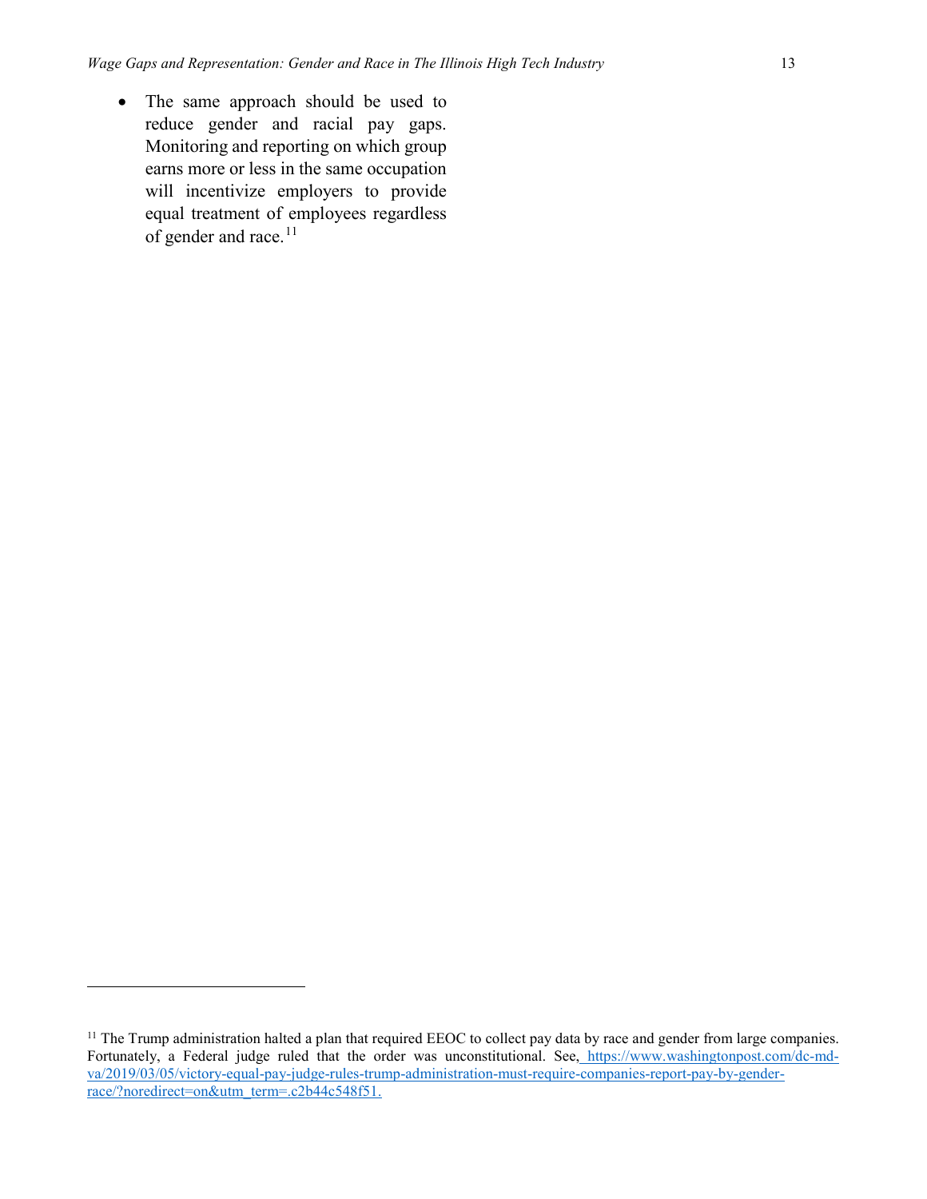- The same approach should be used to reduce gender and racial pay gaps. Monitoring and reporting on which group earns more or less in the same occupation will incentivize employers to provide equal treatment of employees regardless of gender and race.[11]

---

[11] The Trump administration halted a plan that required EEOC to collect pay data by race and gender from large companies. Fortunately, a Federal judge ruled that the order was unconstitutional. See, https://www.washingtonpost.com/dc-md-va/2019/03/05/victory-equal-pay-judge-rules-trump-administration-must-require-companies-report-pay-by-gender-race/?noredirect=on&utm_term=.c2b44c548f51.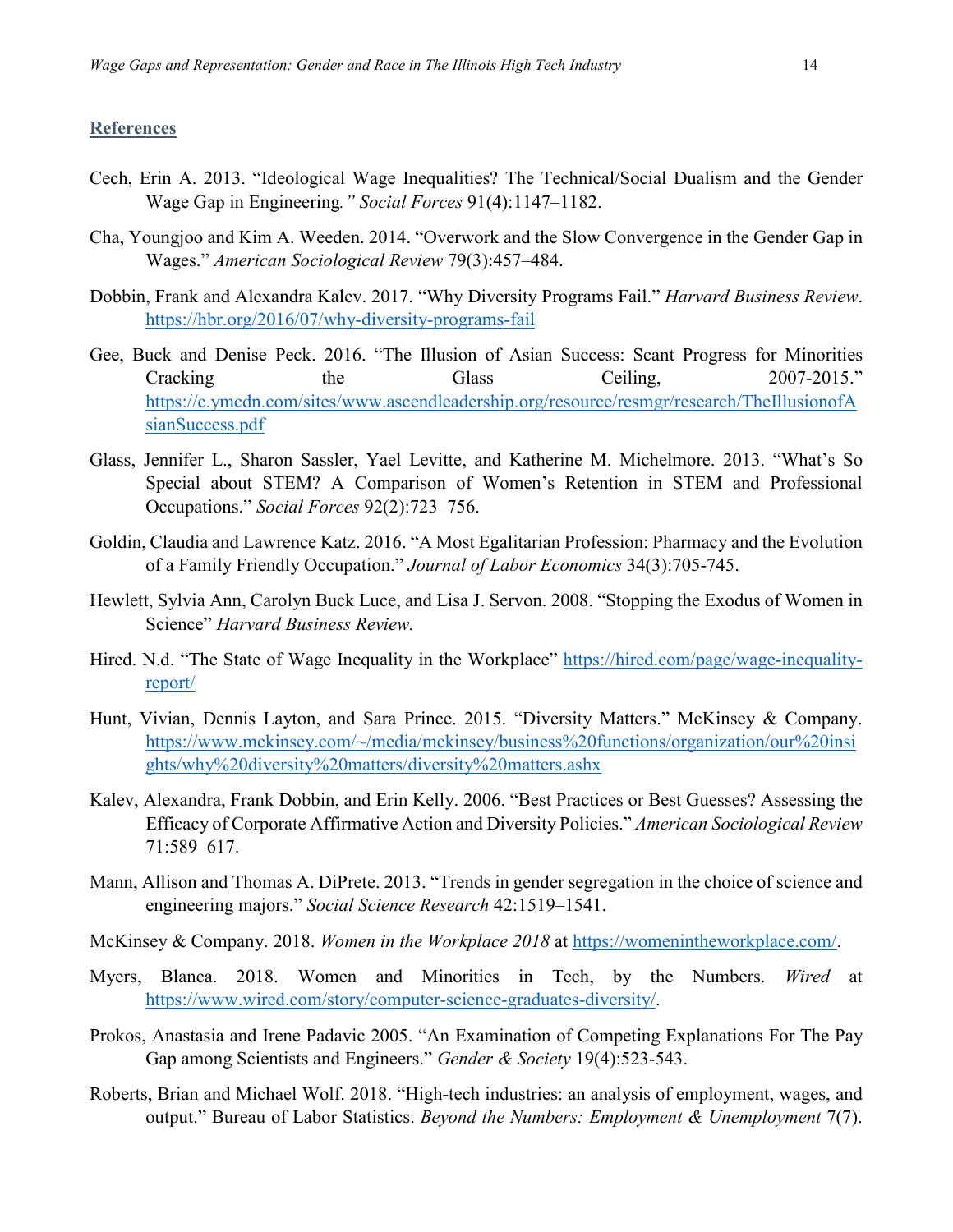## References

Cech, Erin A. 2013. "Ideological Wage Inequalities? The Technical/Social Dualism and the Gender Wage Gap in Engineering*." Social Forces* 91(4):1147–1182.

Cha, Youngjoo and Kim A. Weeden. 2014. "Overwork and the Slow Convergence in the Gender Gap in Wages." *American Sociological Review* 79(3):457–484.

Dobbin, Frank and Alexandra Kalev. 2017. "Why Diversity Programs Fail." *Harvard Business Review*. https://hbr.org/2016/07/why-diversity-programs-fail

Gee, Buck and Denise Peck. 2016. "The Illusion of Asian Success: Scant Progress for Minorities Cracking the Glass Ceiling, 2007-2015." https://c.ymcdn.com/sites/www.ascendleadership.org/resource/resmgr/research/TheIllusionofAsianSuccess.pdf

Glass, Jennifer L., Sharon Sassler, Yael Levitte, and Katherine M. Michelmore. 2013. "What's So Special about STEM? A Comparison of Women's Retention in STEM and Professional Occupations." *Social Forces* 92(2):723–756.

Goldin, Claudia and Lawrence Katz. 2016. "A Most Egalitarian Profession: Pharmacy and the Evolution of a Family Friendly Occupation." *Journal of Labor Economics* 34(3):705-745.

Hewlett, Sylvia Ann, Carolyn Buck Luce, and Lisa J. Servon. 2008. "Stopping the Exodus of Women in Science" *Harvard Business Review.*

Hired. N.d. "The State of Wage Inequality in the Workplace" https://hired.com/page/wage-inequality-report/

Hunt, Vivian, Dennis Layton, and Sara Prince. 2015. "Diversity Matters." McKinsey & Company. https://www.mckinsey.com/~/media/mckinsey/business%20functions/organization/our%20insights/why%20diversity%20matters/diversity%20matters.ashx

Kalev, Alexandra, Frank Dobbin, and Erin Kelly. 2006. "Best Practices or Best Guesses? Assessing the Efficacy of Corporate Affirmative Action and Diversity Policies." *American Sociological Review* 71:589–617.

Mann, Allison and Thomas A. DiPrete. 2013. "Trends in gender segregation in the choice of science and engineering majors." *Social Science Research* 42:1519–1541.

McKinsey & Company. 2018. *Women in the Workplace 2018* at https://womenintheworkplace.com/.

Myers, Blanca. 2018. Women and Minorities in Tech, by the Numbers. *Wired* at https://www.wired.com/story/computer-science-graduates-diversity/.

Prokos, Anastasia and Irene Padavic 2005. "An Examination of Competing Explanations For The Pay Gap among Scientists and Engineers." *Gender & Society* 19(4):523-543.

Roberts, Brian and Michael Wolf. 2018. "High-tech industries: an analysis of employment, wages, and output." Bureau of Labor Statistics. *Beyond the Numbers: Employment & Unemployment* 7(7).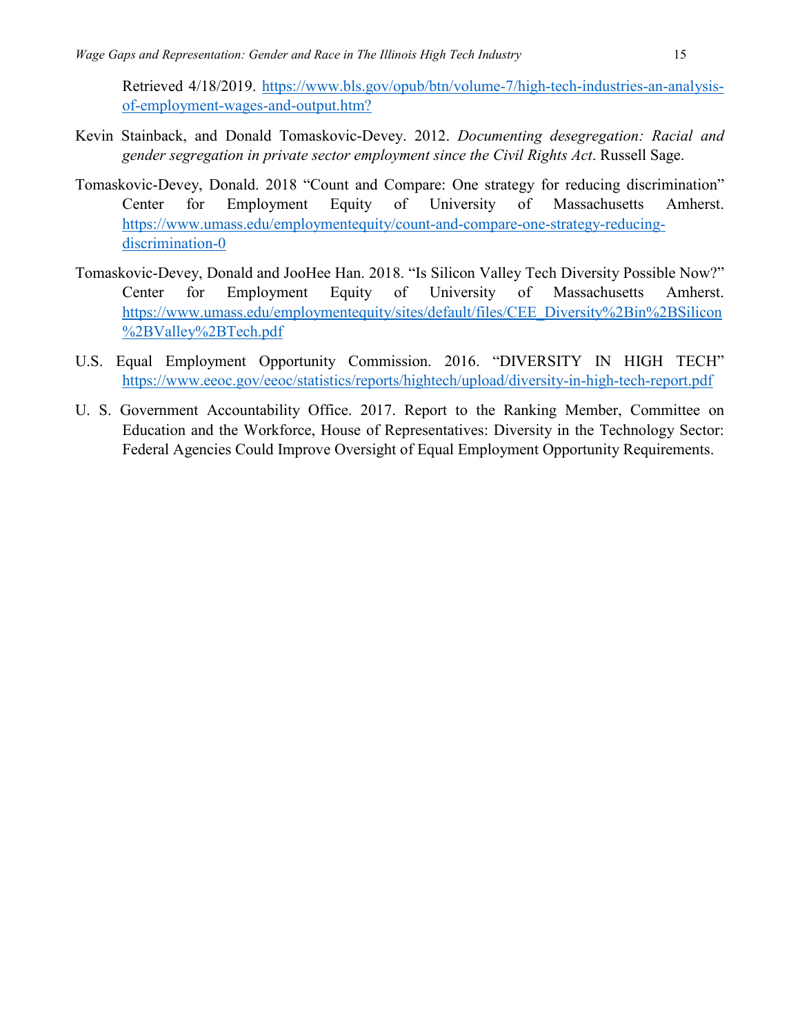Retrieved 4/18/2019. https://www.bls.gov/opub/btn/volume-7/high-tech-industries-an-analysis-of-employment-wages-and-output.htm?

Kevin Stainback, and Donald Tomaskovic-Devey. 2012. *Documenting desegregation: Racial and gender segregation in private sector employment since the Civil Rights Act*. Russell Sage.

Tomaskovic-Devey, Donald. 2018 "Count and Compare: One strategy for reducing discrimination" Center for Employment Equity of University of Massachusetts Amherst. https://www.umass.edu/employmentequity/count-and-compare-one-strategy-reducing-discrimination-0

Tomaskovic-Devey, Donald and JooHee Han. 2018. "Is Silicon Valley Tech Diversity Possible Now?" Center for Employment Equity of University of Massachusetts Amherst. https://www.umass.edu/employmentequity/sites/default/files/CEE_Diversity%2Bin%2BSilicon%2BValley%2BTech.pdf

U.S. Equal Employment Opportunity Commission. 2016. "DIVERSITY IN HIGH TECH" https://www.eeoc.gov/eeoc/statistics/reports/hightech/upload/diversity-in-high-tech-report.pdf

U. S. Government Accountability Office. 2017. Report to the Ranking Member, Committee on Education and the Workforce, House of Representatives: Diversity in the Technology Sector: Federal Agencies Could Improve Oversight of Equal Employment Opportunity Requirements.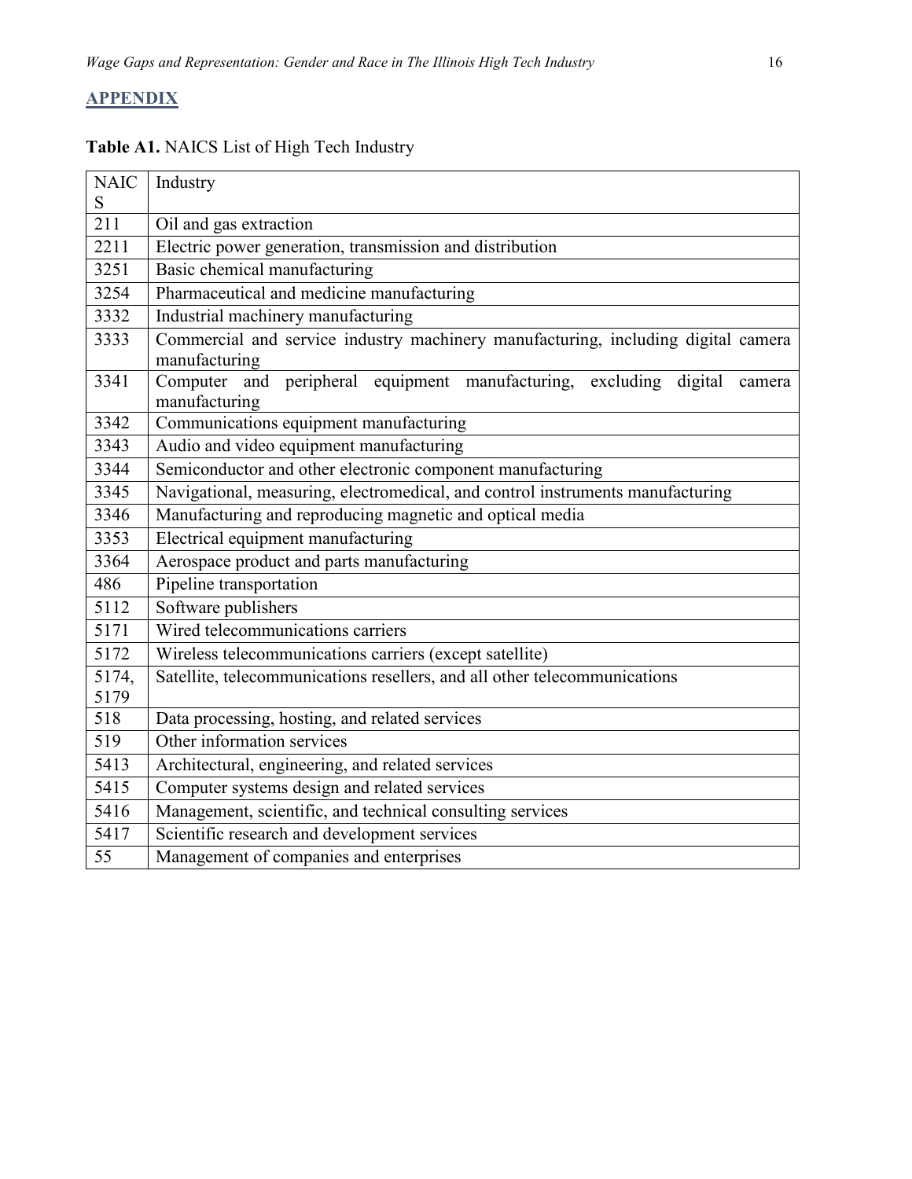## APPENDIX

**Table A1.** NAICS List of High Tech Industry

| NAICS | Industry |
|---|---|
| 211 | Oil and gas extraction |
| 2211 | Electric power generation, transmission and distribution |
| 3251 | Basic chemical manufacturing |
| 3254 | Pharmaceutical and medicine manufacturing |
| 3332 | Industrial machinery manufacturing |
| 3333 | Commercial and service industry machinery manufacturing, including digital camera manufacturing |
| 3341 | Computer and peripheral equipment manufacturing, excluding digital camera manufacturing |
| 3342 | Communications equipment manufacturing |
| 3343 | Audio and video equipment manufacturing |
| 3344 | Semiconductor and other electronic component manufacturing |
| 3345 | Navigational, measuring, electromedical, and control instruments manufacturing |
| 3346 | Manufacturing and reproducing magnetic and optical media |
| 3353 | Electrical equipment manufacturing |
| 3364 | Aerospace product and parts manufacturing |
| 486 | Pipeline transportation |
| 5112 | Software publishers |
| 5171 | Wired telecommunications carriers |
| 5172 | Wireless telecommunications carriers (except satellite) |
| 5174, 5179 | Satellite, telecommunications resellers, and all other telecommunications |
| 518 | Data processing, hosting, and related services |
| 519 | Other information services |
| 5413 | Architectural, engineering, and related services |
| 5415 | Computer systems design and related services |
| 5416 | Management, scientific, and technical consulting services |
| 5417 | Scientific research and development services |
| 55 | Management of companies and enterprises |